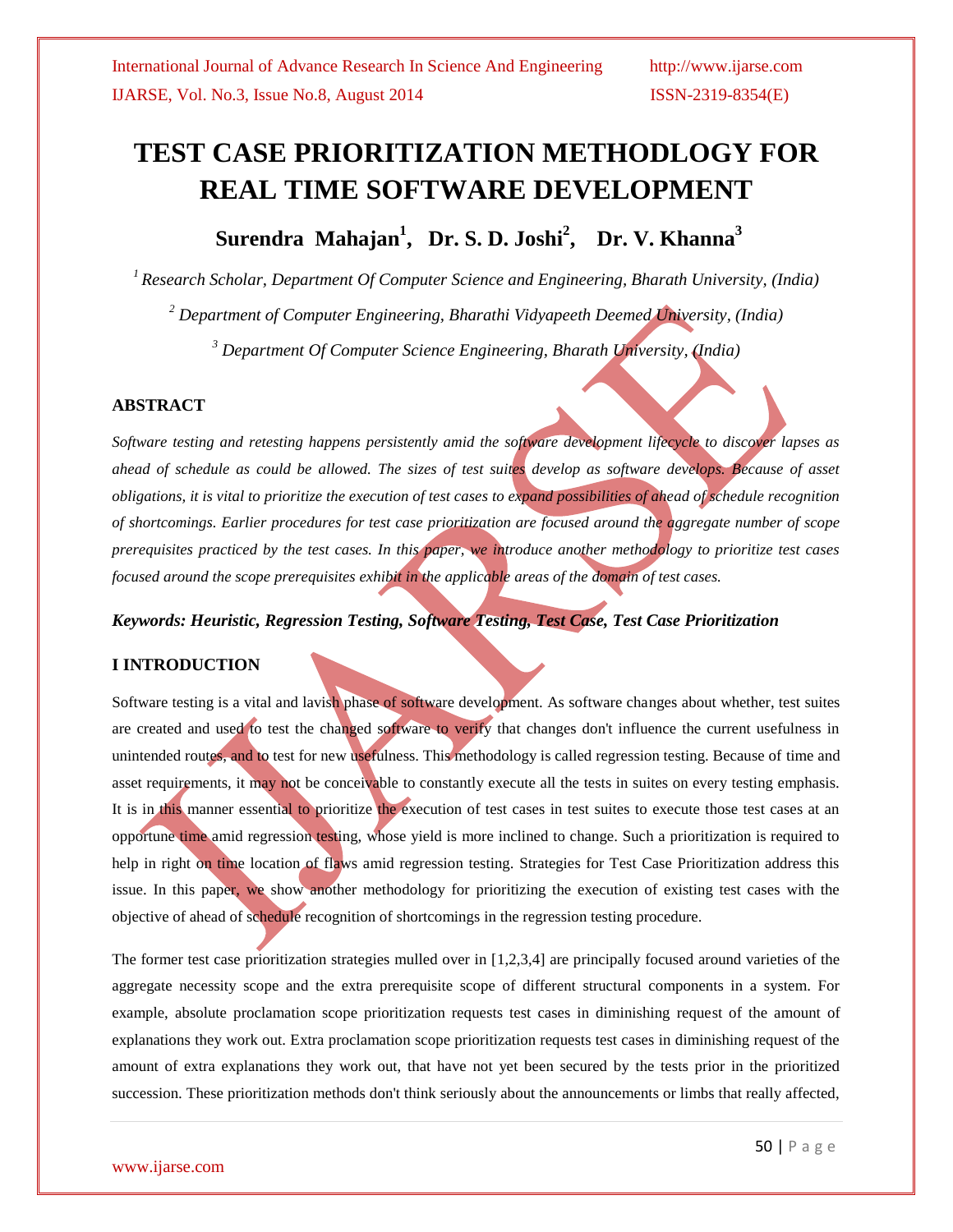# TEST CASE PRIORITIZATION METHODLOGY FOR REAL TIME SOFTWARE DEVELOPMENT

**Surendra Mahajan[1], Dr. S. D. Joshi[2], Dr. V. Khanna[3]**

*[1] Research Scholar, Department Of Computer Science and Engineering, Bharath University, (India)*

*[2] Department of Computer Engineering, Bharathi Vidyapeeth Deemed University, (India)*

*[3] Department Of Computer Science Engineering, Bharath University, (India)*

## ABSTRACT

*Software testing and retesting happens persistently amid the software development lifecycle to discover lapses as ahead of schedule as could be allowed. The sizes of test suites develop as software develops. Because of asset obligations, it is vital to prioritize the execution of test cases to expand possibilities of ahead of schedule recognition of shortcomings. Earlier procedures for test case prioritization are focused around the aggregate number of scope prerequisites practiced by the test cases. In this paper, we introduce another methodology to prioritize test cases focused around the scope prerequisites exhibit in the applicable areas of the domain of test cases.*

***Keywords: Heuristic, Regression Testing, Software Testing, Test Case, Test Case Prioritization***

## I INTRODUCTION

Software testing is a vital and lavish phase of software development. As software changes about whether, test suites are created and used to test the changed software to verify that changes don't influence the current usefulness in unintended routes, and to test for new usefulness. This methodology is called regression testing. Because of time and asset requirements, it may not be conceivable to constantly execute all the tests in suites on every testing emphasis. It is in this manner essential to prioritize the execution of test cases in test suites to execute those test cases at an opportune time amid regression testing, whose yield is more inclined to change. Such a prioritization is required to help in right on time location of flaws amid regression testing. Strategies for Test Case Prioritization address this issue. In this paper, we show another methodology for prioritizing the execution of existing test cases with the objective of ahead of schedule recognition of shortcomings in the regression testing procedure.

The former test case prioritization strategies mulled over in [1,2,3,4] are principally focused around varieties of the aggregate necessity scope and the extra prerequisite scope of different structural components in a system. For example, absolute proclamation scope prioritization requests test cases in diminishing request of the amount of explanations they work out. Extra proclamation scope prioritization requests test cases in diminishing request of the amount of extra explanations they work out, that have not yet been secured by the tests prior in the prioritized succession. These prioritization methods don't think seriously about the announcements or limbs that really affected,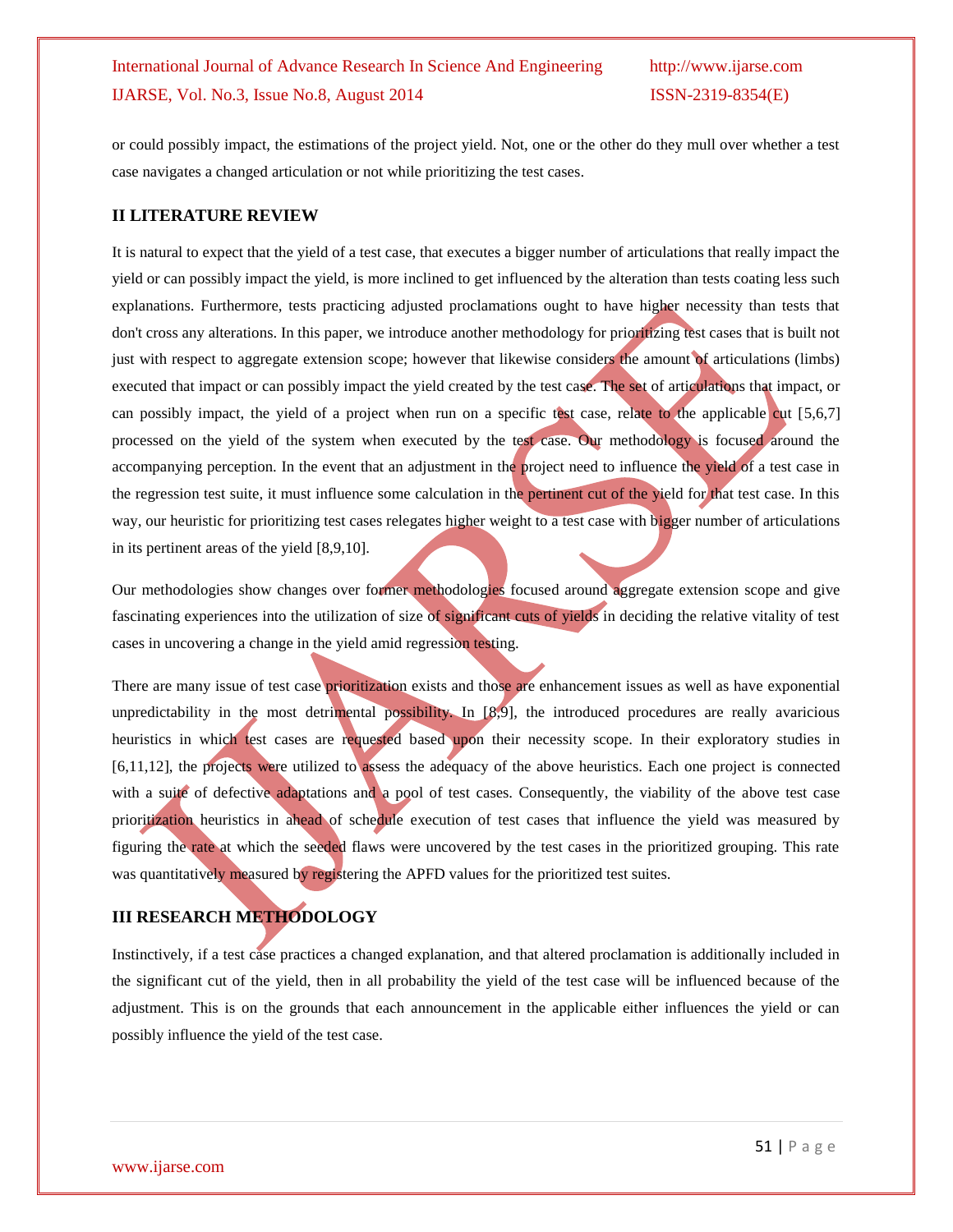or could possibly impact, the estimations of the project yield. Not, one or the other do they mull over whether a test case navigates a changed articulation or not while prioritizing the test cases.

## II LITERATURE REVIEW

It is natural to expect that the yield of a test case, that executes a bigger number of articulations that really impact the yield or can possibly impact the yield, is more inclined to get influenced by the alteration than tests coating less such explanations. Furthermore, tests practicing adjusted proclamations ought to have higher necessity than tests that don't cross any alterations. In this paper, we introduce another methodology for prioritizing test cases that is built not just with respect to aggregate extension scope; however that likewise considers the amount of articulations (limbs) executed that impact or can possibly impact the yield created by the test case. The set of articulations that impact, or can possibly impact, the yield of a project when run on a specific test case, relate to the applicable cut [5,6,7] processed on the yield of the system when executed by the test case. Our methodology is focused around the accompanying perception. In the event that an adjustment in the project need to influence the yield of a test case in the regression test suite, it must influence some calculation in the pertinent cut of the yield for that test case. In this way, our heuristic for prioritizing test cases relegates higher weight to a test case with bigger number of articulations in its pertinent areas of the yield [8,9,10].

Our methodologies show changes over former methodologies focused around aggregate extension scope and give fascinating experiences into the utilization of size of significant cuts of yields in deciding the relative vitality of test cases in uncovering a change in the yield amid regression testing.

There are many issue of test case prioritization exists and those are enhancement issues as well as have exponential unpredictability in the most detrimental possibility. In [8,9], the introduced procedures are really avaricious heuristics in which test cases are requested based upon their necessity scope. In their exploratory studies in [6,11,12], the projects were utilized to assess the adequacy of the above heuristics. Each one project is connected with a suite of defective adaptations and a pool of test cases. Consequently, the viability of the above test case prioritization heuristics in ahead of schedule execution of test cases that influence the yield was measured by figuring the rate at which the seeded flaws were uncovered by the test cases in the prioritized grouping. This rate was quantitatively measured by registering the APFD values for the prioritized test suites.

## III RESEARCH METHODOLOGY

Instinctively, if a test case practices a changed explanation, and that altered proclamation is additionally included in the significant cut of the yield, then in all probability the yield of the test case will be influenced because of the adjustment. This is on the grounds that each announcement in the applicable either influences the yield or can possibly influence the yield of the test case.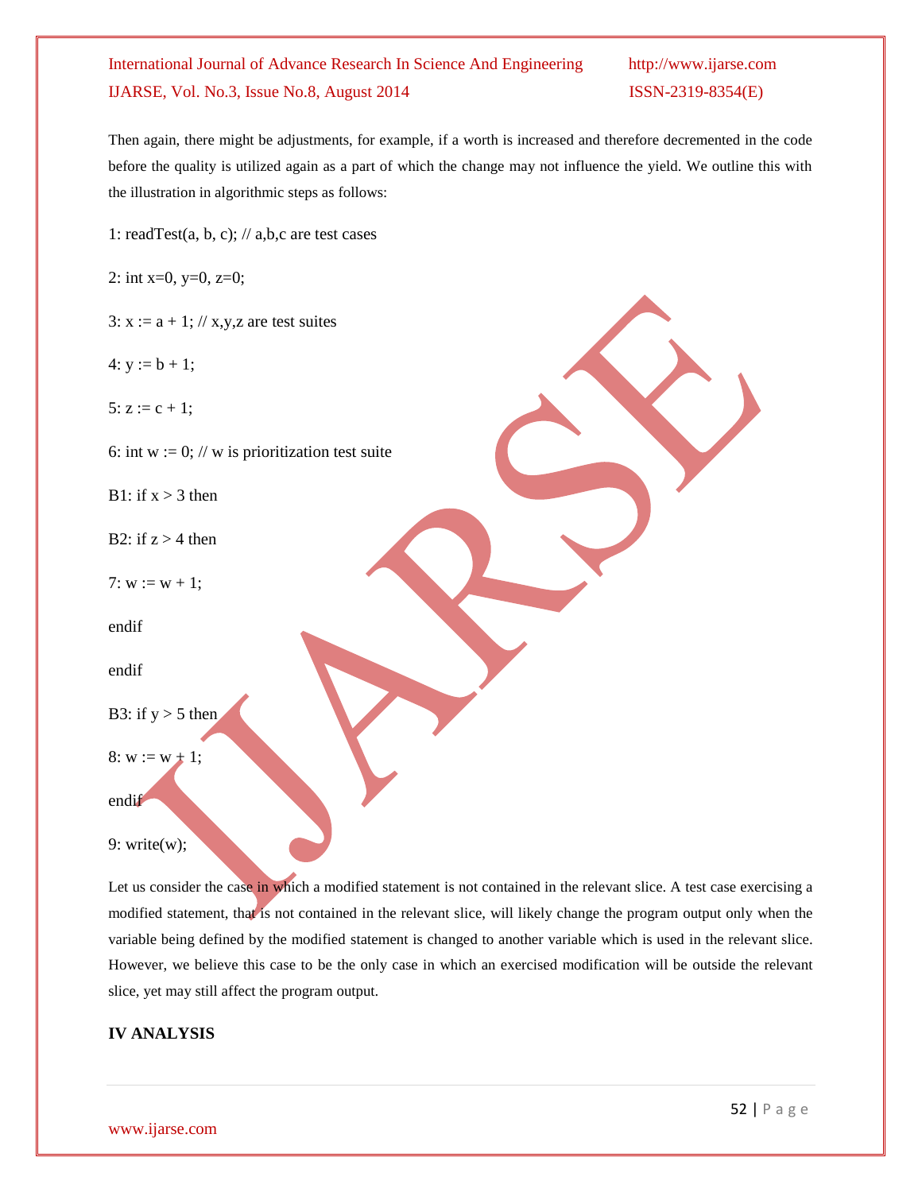Then again, there might be adjustments, for example, if a worth is increased and therefore decremented in the code before the quality is utilized again as a part of which the change may not influence the yield. We outline this with the illustration in algorithmic steps as follows:

```
1: readTest(a, b, c); // a,b,c are test cases

2: int x=0, y=0, z=0;

3: x := a + 1; // x,y,z are test suites

4: y := b + 1;

5: z := c + 1;

6: int w := 0; // w is prioritization test suite

B1: if x > 3 then

B2: if z > 4 then

7: w := w + 1;

endif

endif

B3: if y > 5 then

8: w := w + 1;

endif

9: write(w);
```

Let us consider the case in which a modified statement is not contained in the relevant slice. A test case exercising a modified statement, that is not contained in the relevant slice, will likely change the program output only when the variable being defined by the modified statement is changed to another variable which is used in the relevant slice. However, we believe this case to be the only case in which an exercised modification will be outside the relevant slice, yet may still affect the program output.

## IV ANALYSIS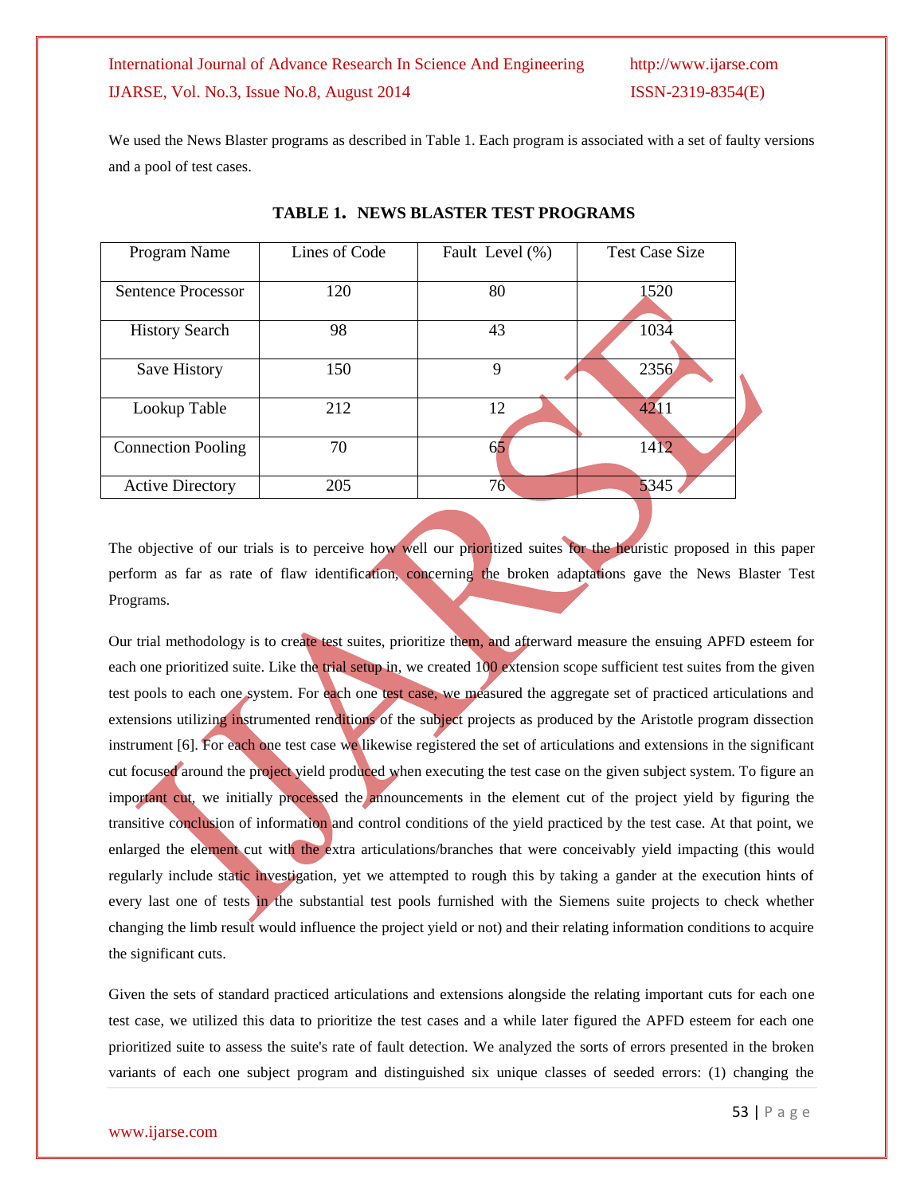We used the News Blaster programs as described in Table 1. Each program is associated with a set of faulty versions and a pool of test cases.

**TABLE 1. NEWS BLASTER TEST PROGRAMS**

| Program Name | Lines of Code | Fault Level (%) | Test Case Size |
|---|---|---|---|
| Sentence Processor | 120 | 80 | 1520 |
| History Search | 98 | 43 | 1034 |
| Save History | 150 | 9 | 2356 |
| Lookup Table | 212 | 12 | 4211 |
| Connection Pooling | 70 | 65 | 1412 |
| Active Directory | 205 | 76 | 5345 |

The objective of our trials is to perceive how well our prioritized suites for the heuristic proposed in this paper perform as far as rate of flaw identification, concerning the broken adaptations gave the News Blaster Test Programs.

Our trial methodology is to create test suites, prioritize them, and afterward measure the ensuing APFD esteem for each one prioritized suite. Like the trial setup in, we created 100 extension scope sufficient test suites from the given test pools to each one system. For each one test case, we measured the aggregate set of practiced articulations and extensions utilizing instrumented renditions of the subject projects as produced by the Aristotle program dissection instrument [6]. For each one test case we likewise registered the set of articulations and extensions in the significant cut focused around the project yield produced when executing the test case on the given subject system. To figure an important cut, we initially processed the announcements in the element cut of the project yield by figuring the transitive conclusion of information and control conditions of the yield practiced by the test case. At that point, we enlarged the element cut with the extra articulations/branches that were conceivably yield impacting (this would regularly include static investigation, yet we attempted to rough this by taking a gander at the execution hints of every last one of tests in the substantial test pools furnished with the Siemens suite projects to check whether changing the limb result would influence the project yield or not) and their relating information conditions to acquire the significant cuts.

Given the sets of standard practiced articulations and extensions alongside the relating important cuts for each one test case, we utilized this data to prioritize the test cases and a while later figured the APFD esteem for each one prioritized suite to assess the suite's rate of fault detection. We analyzed the sorts of errors presented in the broken variants of each one subject program and distinguished six unique classes of seeded errors: (1) changing the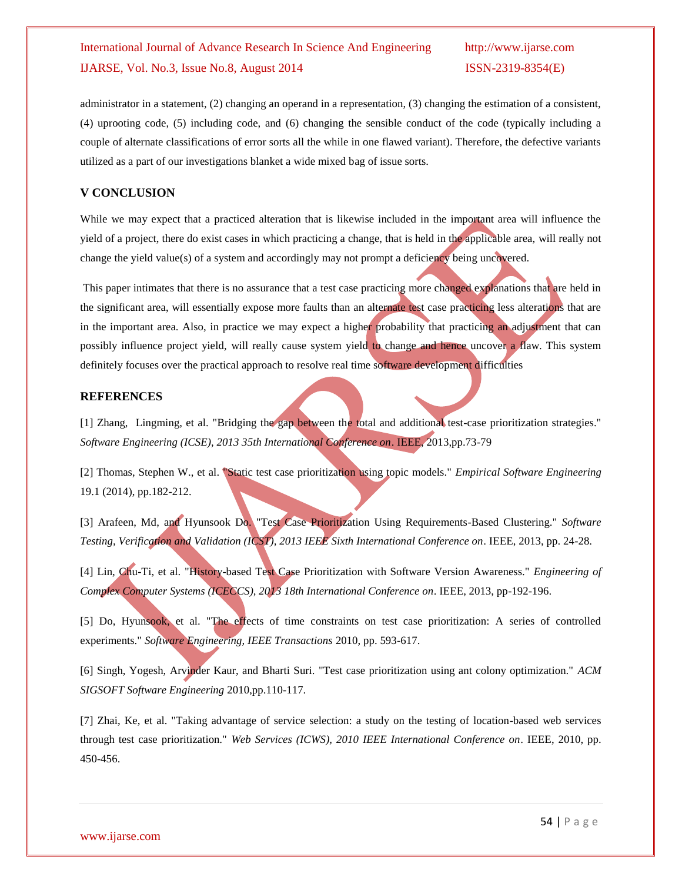administrator in a statement, (2) changing an operand in a representation, (3) changing the estimation of a consistent, (4) uprooting code, (5) including code, and (6) changing the sensible conduct of the code (typically including a couple of alternate classifications of error sorts all the while in one flawed variant). Therefore, the defective variants utilized as a part of our investigations blanket a wide mixed bag of issue sorts.

## V CONCLUSION

While we may expect that a practiced alteration that is likewise included in the important area will influence the yield of a project, there do exist cases in which practicing a change, that is held in the applicable area, will really not change the yield value(s) of a system and accordingly may not prompt a deficiency being uncovered.

This paper intimates that there is no assurance that a test case practicing more changed explanations that are held in the significant area, will essentially expose more faults than an alternate test case practicing less alterations that are in the important area. Also, in practice we may expect a higher probability that practicing an adjustment that can possibly influence project yield, will really cause system yield to change and hence uncover a flaw. This system definitely focuses over the practical approach to resolve real time software development difficulties

## REFERENCES

[1] Zhang, Lingming, et al. "Bridging the gap between the total and additional test-case prioritization strategies." *Software Engineering (ICSE), 2013 35th International Conference on*. IEEE, 2013,pp.73-79

[2] Thomas, Stephen W., et al. "Static test case prioritization using topic models." *Empirical Software Engineering* 19.1 (2014), pp.182-212.

[3] Arafeen, Md, and Hyunsook Do. "Test Case Prioritization Using Requirements-Based Clustering." *Software Testing, Verification and Validation (ICST), 2013 IEEE Sixth International Conference on*. IEEE, 2013, pp. 24-28.

[4] Lin, Chu-Ti, et al. "History-based Test Case Prioritization with Software Version Awareness." *Engineering of Complex Computer Systems (ICECCS), 2013 18th International Conference on*. IEEE, 2013, pp-192-196.

[5] Do, Hyunsook, et al. "The effects of time constraints on test case prioritization: A series of controlled experiments." *Software Engineering, IEEE Transactions* 2010, pp. 593-617.

[6] Singh, Yogesh, Arvinder Kaur, and Bharti Suri. "Test case prioritization using ant colony optimization." *ACM SIGSOFT Software Engineering* 2010,pp.110-117.

[7] Zhai, Ke, et al. "Taking advantage of service selection: a study on the testing of location-based web services through test case prioritization." *Web Services (ICWS), 2010 IEEE International Conference on*. IEEE, 2010, pp. 450-456.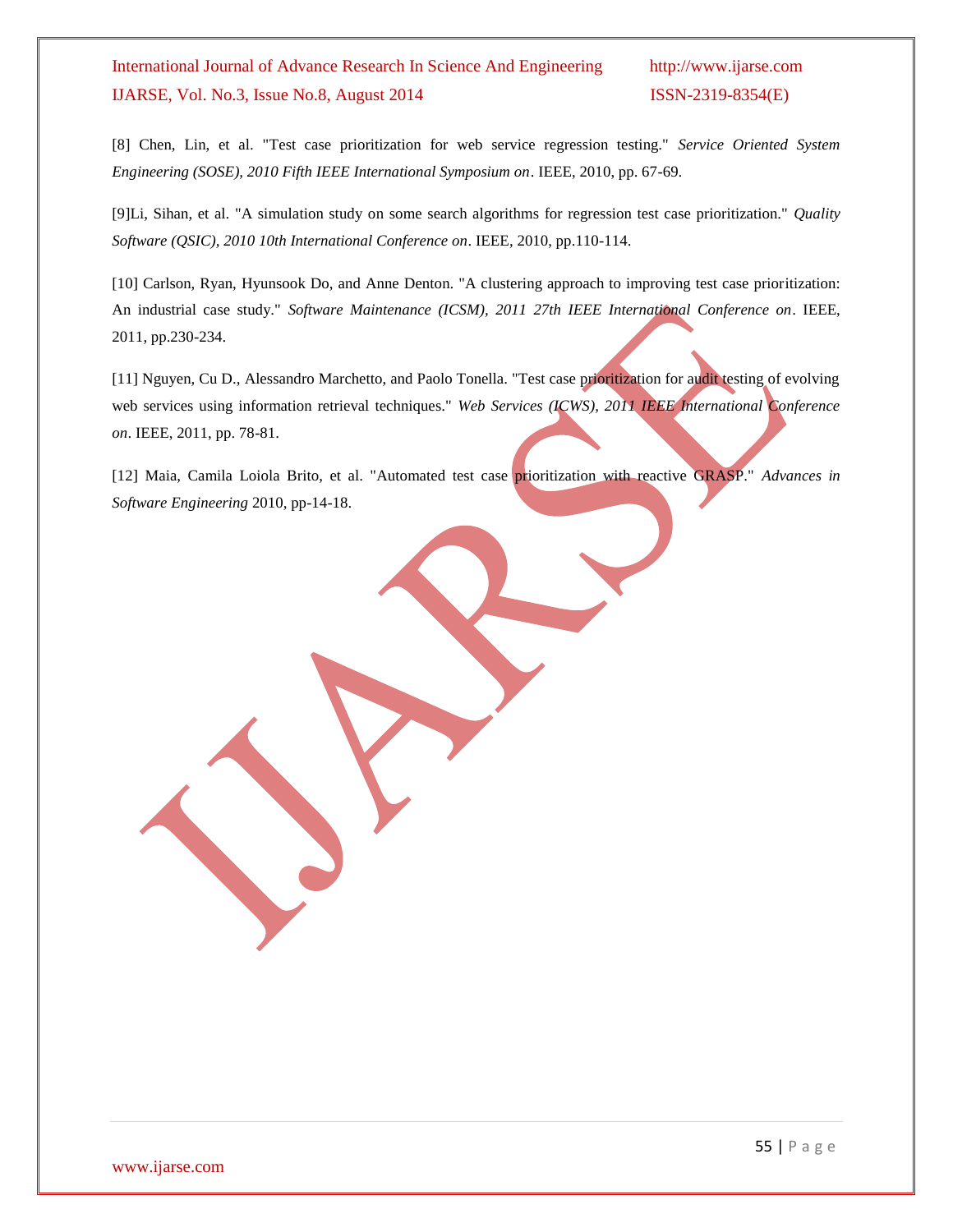[8] Chen, Lin, et al. "Test case prioritization for web service regression testing." *Service Oriented System Engineering (SOSE), 2010 Fifth IEEE International Symposium on*. IEEE, 2010, pp. 67-69.

[9]Li, Sihan, et al. "A simulation study on some search algorithms for regression test case prioritization." *Quality Software (QSIC), 2010 10th International Conference on*. IEEE, 2010, pp.110-114.

[10] Carlson, Ryan, Hyunsook Do, and Anne Denton. "A clustering approach to improving test case prioritization: An industrial case study." *Software Maintenance (ICSM), 2011 27th IEEE International Conference on*. IEEE, 2011, pp.230-234.

[11] Nguyen, Cu D., Alessandro Marchetto, and Paolo Tonella. "Test case prioritization for audit testing of evolving web services using information retrieval techniques." *Web Services (ICWS), 2011 IEEE International Conference on*. IEEE, 2011, pp. 78-81.

[12] Maia, Camila Loiola Brito, et al. "Automated test case prioritization with reactive GRASP." *Advances in Software Engineering* 2010, pp-14-18.